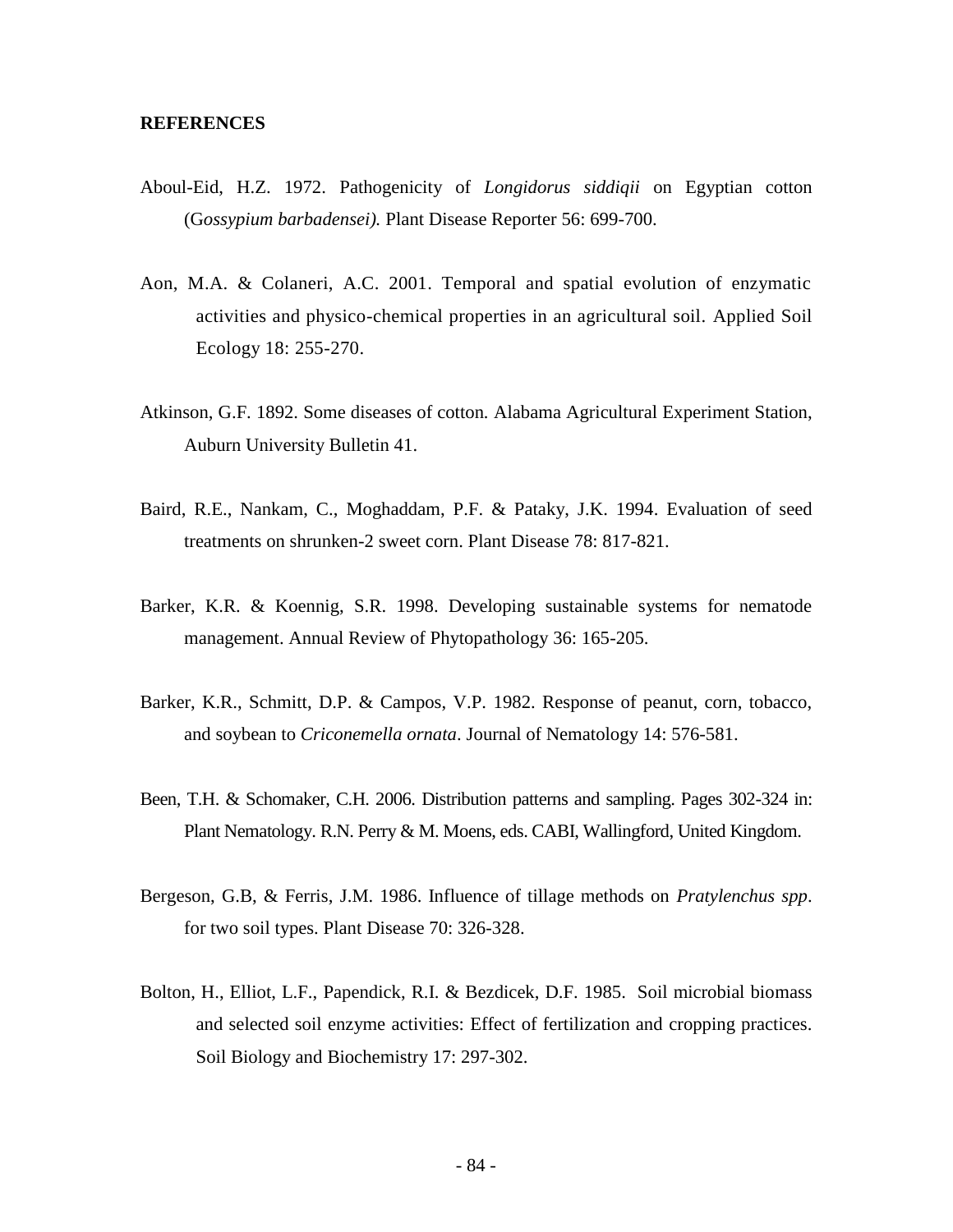## REFERENCES

Aboul-Eid, H.Z. 1972. Pathogenicity of *Longidorus siddiqii* on Egyptian cotton (G*ossypium barbadensei).* Plant Disease Reporter 56: 699-700.

Aon, M.A. & Colaneri, A.C. 2001. Temporal and spatial evolution of enzymatic activities and physico-chemical properties in an agricultural soil. Applied Soil Ecology 18: 255-270.

Atkinson, G.F. 1892. Some diseases of cotton. Alabama Agricultural Experiment Station, Auburn University Bulletin 41.

Baird, R.E., Nankam, C., Moghaddam, P.F. & Pataky, J.K. 1994. Evaluation of seed treatments on shrunken-2 sweet corn. Plant Disease 78: 817-821.

Barker, K.R. & Koennig, S.R. 1998. Developing sustainable systems for nematode management. Annual Review of Phytopathology 36: 165-205.

Barker, K.R., Schmitt, D.P. & Campos, V.P. 1982. Response of peanut, corn, tobacco, and soybean to *Criconemella ornata*. Journal of Nematology 14: 576-581.

Been, T.H. & Schomaker, C.H. 2006. Distribution patterns and sampling. Pages 302-324 in: Plant Nematology. R.N. Perry & M. Moens, eds. CABI, Wallingford, United Kingdom.

Bergeson, G.B, & Ferris, J.M. 1986. Influence of tillage methods on *Pratylenchus spp*. for two soil types. Plant Disease 70: 326-328.

Bolton, H., Elliot, L.F., Papendick, R.I. & Bezdicek, D.F. 1985. Soil microbial biomass and selected soil enzyme activities: Effect of fertilization and cropping practices. Soil Biology and Biochemistry 17: 297-302.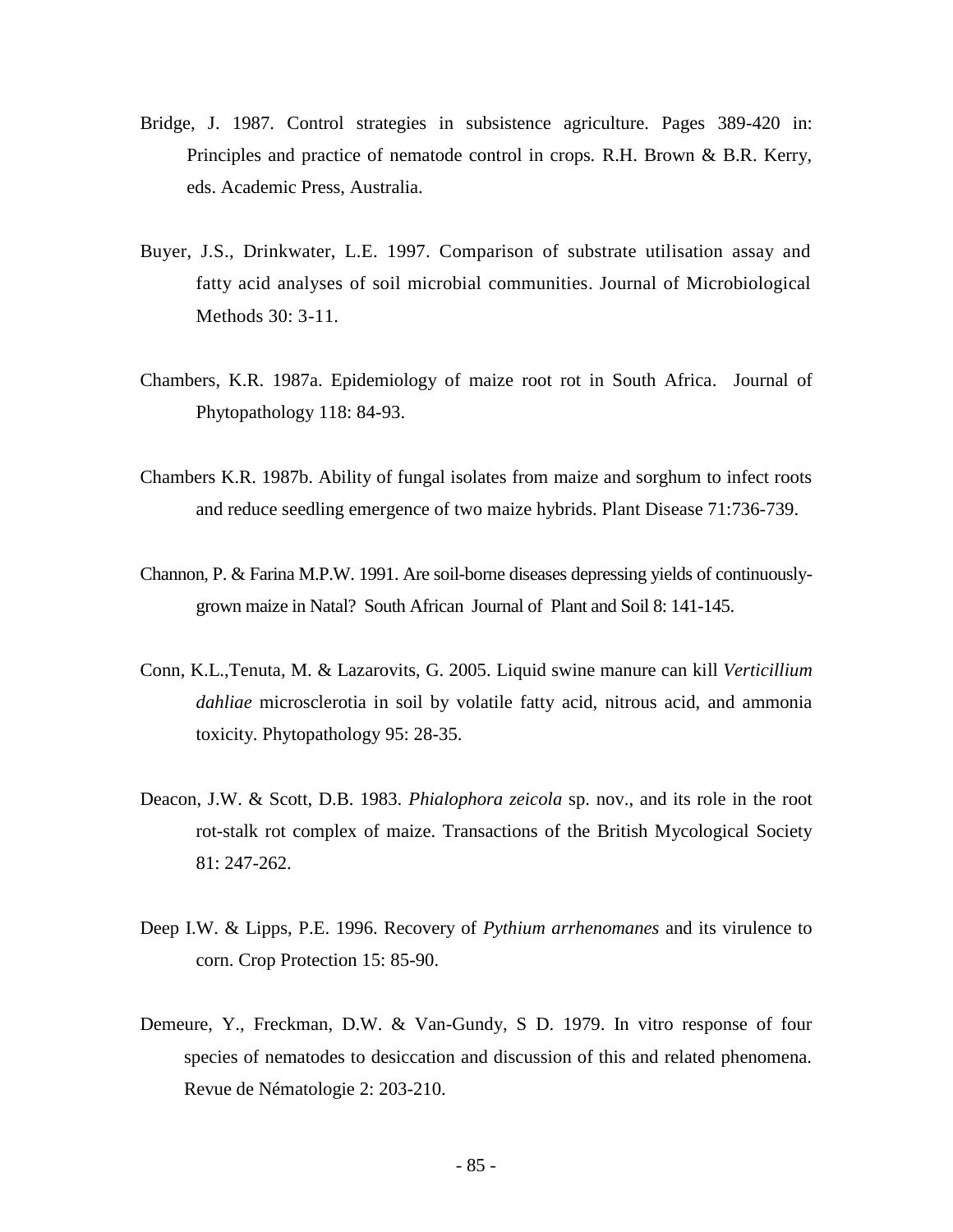Bridge, J. 1987. Control strategies in subsistence agriculture. Pages 389-420 in: Principles and practice of nematode control in crops. R.H. Brown & B.R. Kerry, eds. Academic Press, Australia.

Buyer, J.S., Drinkwater, L.E. 1997. Comparison of substrate utilisation assay and fatty acid analyses of soil microbial communities. Journal of Microbiological Methods 30: 3-11.

Chambers, K.R. 1987a. Epidemiology of maize root rot in South Africa. Journal of Phytopathology 118: 84-93.

Chambers K.R. 1987b. Ability of fungal isolates from maize and sorghum to infect roots and reduce seedling emergence of two maize hybrids. Plant Disease 71:736-739.

Channon, P. & Farina M.P.W. 1991. Are soil-borne diseases depressing yields of continuously-grown maize in Natal? South African Journal of Plant and Soil 8: 141-145.

Conn, K.L.,Tenuta, M. & Lazarovits, G. 2005. Liquid swine manure can kill *Verticillium dahliae* microsclerotia in soil by volatile fatty acid, nitrous acid, and ammonia toxicity. Phytopathology 95: 28-35.

Deacon, J.W. & Scott, D.B. 1983. *Phialophora zeicola* sp. nov., and its role in the root rot-stalk rot complex of maize. Transactions of the British Mycological Society 81: 247-262.

Deep I.W. & Lipps, P.E. 1996. Recovery of *Pythium arrhenomanes* and its virulence to corn. Crop Protection 15: 85-90.

Demeure, Y., Freckman, D.W. & Van-Gundy, S D. 1979. In vitro response of four species of nematodes to desiccation and discussion of this and related phenomena. Revue de Nématologie 2: 203-210.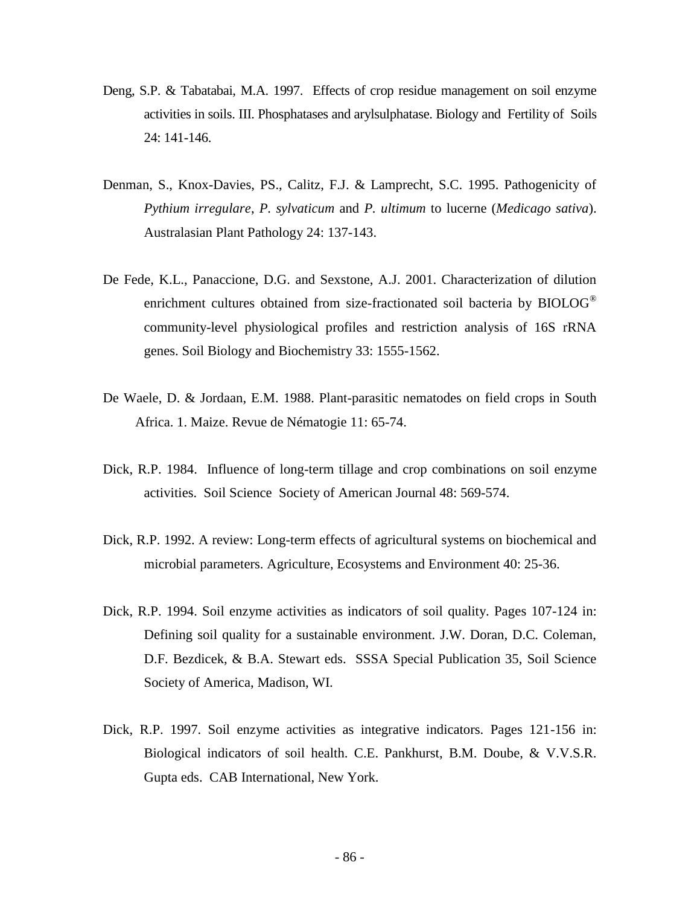Deng, S.P. & Tabatabai, M.A. 1997. Effects of crop residue management on soil enzyme activities in soils. III. Phosphatases and arylsulphatase. Biology and Fertility of Soils 24: 141-146.

Denman, S., Knox-Davies, PS., Calitz, F.J. & Lamprecht, S.C. 1995. Pathogenicity of *Pythium irregulare*, *P. sylvaticum* and *P. ultimum* to lucerne (*Medicago sativa*). Australasian Plant Pathology 24: 137-143.

De Fede, K.L., Panaccione, D.G. and Sexstone, A.J. 2001. Characterization of dilution enrichment cultures obtained from size-fractionated soil bacteria by BIOLOG® community-level physiological profiles and restriction analysis of 16S rRNA genes. Soil Biology and Biochemistry 33: 1555-1562.

De Waele, D. & Jordaan, E.M. 1988. Plant-parasitic nematodes on field crops in South Africa. 1. Maize. Revue de Nématogie 11: 65-74.

Dick, R.P. 1984. Influence of long-term tillage and crop combinations on soil enzyme activities. Soil Science Society of American Journal 48: 569-574.

Dick, R.P. 1992. A review: Long-term effects of agricultural systems on biochemical and microbial parameters. Agriculture, Ecosystems and Environment 40: 25-36.

Dick, R.P. 1994. Soil enzyme activities as indicators of soil quality. Pages 107-124 in: Defining soil quality for a sustainable environment. J.W. Doran, D.C. Coleman, D.F. Bezdicek, & B.A. Stewart eds. SSSA Special Publication 35, Soil Science Society of America, Madison, WI.

Dick, R.P. 1997. Soil enzyme activities as integrative indicators. Pages 121-156 in: Biological indicators of soil health. C.E. Pankhurst, B.M. Doube, & V.V.S.R. Gupta eds. CAB International, New York.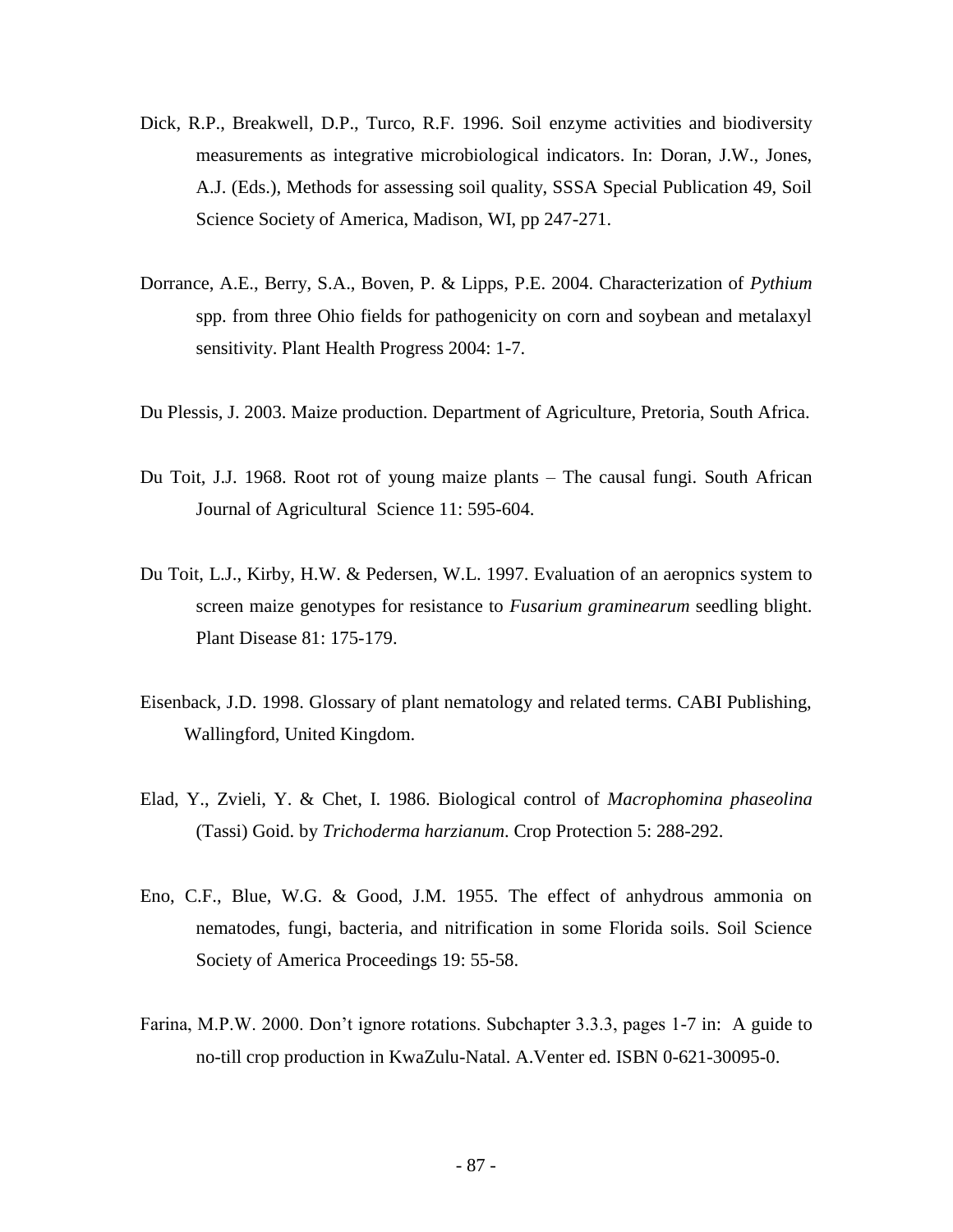Dick, R.P., Breakwell, D.P., Turco, R.F. 1996. Soil enzyme activities and biodiversity measurements as integrative microbiological indicators. In: Doran, J.W., Jones, A.J. (Eds.), Methods for assessing soil quality, SSSA Special Publication 49, Soil Science Society of America, Madison, WI, pp 247-271.

Dorrance, A.E., Berry, S.A., Boven, P. & Lipps, P.E. 2004. Characterization of *Pythium* spp. from three Ohio fields for pathogenicity on corn and soybean and metalaxyl sensitivity. Plant Health Progress 2004: 1-7.

Du Plessis, J. 2003. Maize production. Department of Agriculture, Pretoria, South Africa.

Du Toit, J.J. 1968. Root rot of young maize plants – The causal fungi. South African Journal of Agricultural Science 11: 595-604.

Du Toit, L.J., Kirby, H.W. & Pedersen, W.L. 1997. Evaluation of an aeropnics system to screen maize genotypes for resistance to *Fusarium graminearum* seedling blight. Plant Disease 81: 175-179.

Eisenback, J.D. 1998. Glossary of plant nematology and related terms. CABI Publishing, Wallingford, United Kingdom.

Elad, Y., Zvieli, Y. & Chet, I. 1986. Biological control of *Macrophomina phaseolina* (Tassi) Goid. by *Trichoderma harzianum*. Crop Protection 5: 288-292.

Eno, C.F., Blue, W.G. & Good, J.M. 1955. The effect of anhydrous ammonia on nematodes, fungi, bacteria, and nitrification in some Florida soils. Soil Science Society of America Proceedings 19: 55-58.

Farina, M.P.W. 2000. Don't ignore rotations. Subchapter 3.3.3, pages 1-7 in: A guide to no-till crop production in KwaZulu-Natal. A.Venter ed. ISBN 0-621-30095-0.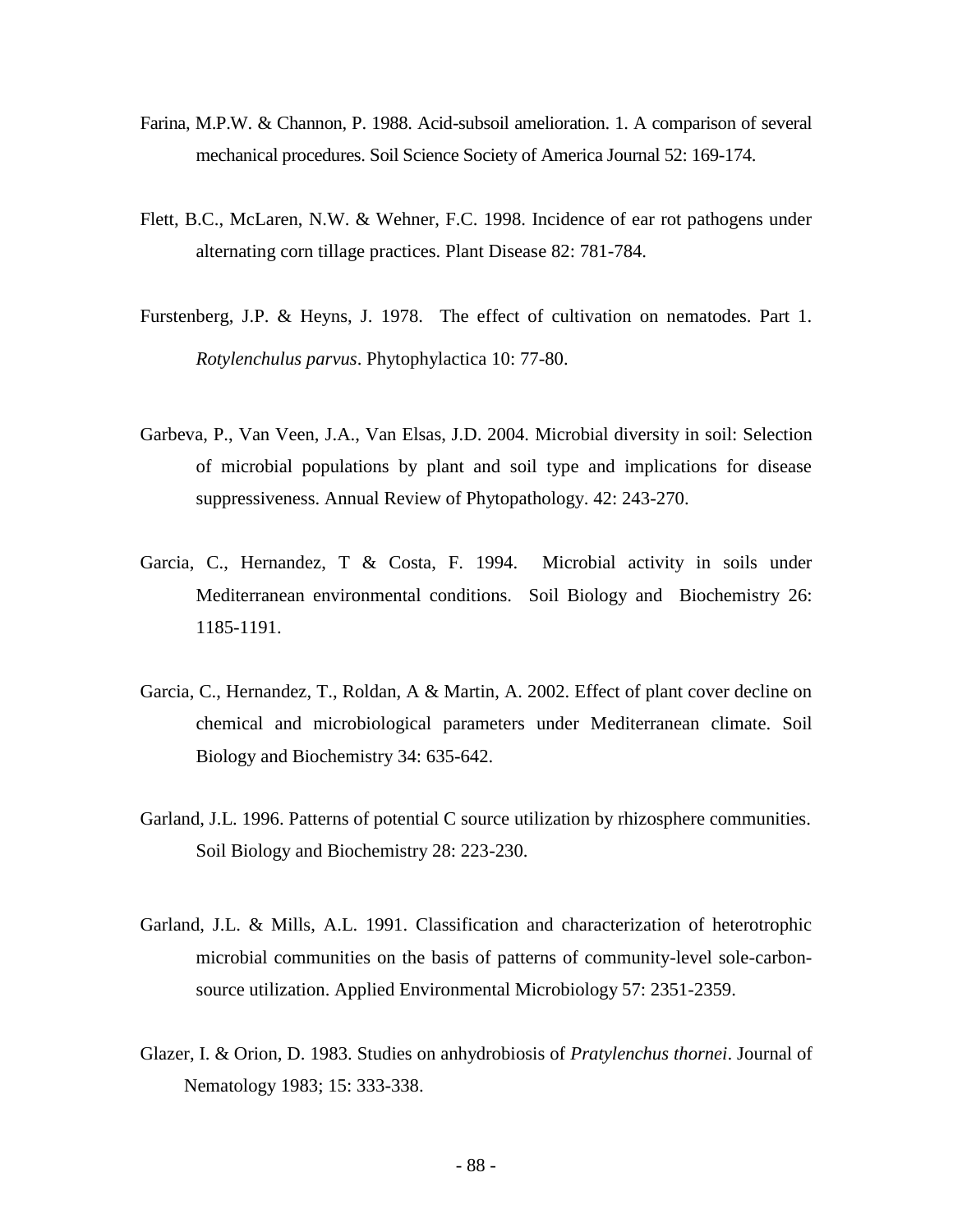Farina, M.P.W. & Channon, P. 1988. Acid-subsoil amelioration. 1. A comparison of several mechanical procedures. Soil Science Society of America Journal 52: 169-174.

Flett, B.C., McLaren, N.W. & Wehner, F.C. 1998. Incidence of ear rot pathogens under alternating corn tillage practices. Plant Disease 82: 781-784.

Furstenberg, J.P. & Heyns, J. 1978. The effect of cultivation on nematodes. Part 1. *Rotylenchulus parvus*. Phytophylactica 10: 77-80.

Garbeva, P., Van Veen, J.A., Van Elsas, J.D. 2004. Microbial diversity in soil: Selection of microbial populations by plant and soil type and implications for disease suppressiveness. Annual Review of Phytopathology. 42: 243-270.

Garcia, C., Hernandez, T & Costa, F. 1994. Microbial activity in soils under Mediterranean environmental conditions. Soil Biology and Biochemistry 26: 1185-1191.

Garcia, C., Hernandez, T., Roldan, A & Martin, A. 2002. Effect of plant cover decline on chemical and microbiological parameters under Mediterranean climate. Soil Biology and Biochemistry 34: 635-642.

Garland, J.L. 1996. Patterns of potential C source utilization by rhizosphere communities. Soil Biology and Biochemistry 28: 223-230.

Garland, J.L. & Mills, A.L. 1991. Classification and characterization of heterotrophic microbial communities on the basis of patterns of community-level sole-carbon-source utilization. Applied Environmental Microbiology 57: 2351-2359.

Glazer, I. & Orion, D. 1983. Studies on anhydrobiosis of *Pratylenchus thornei*. Journal of Nematology 1983; 15: 333-338.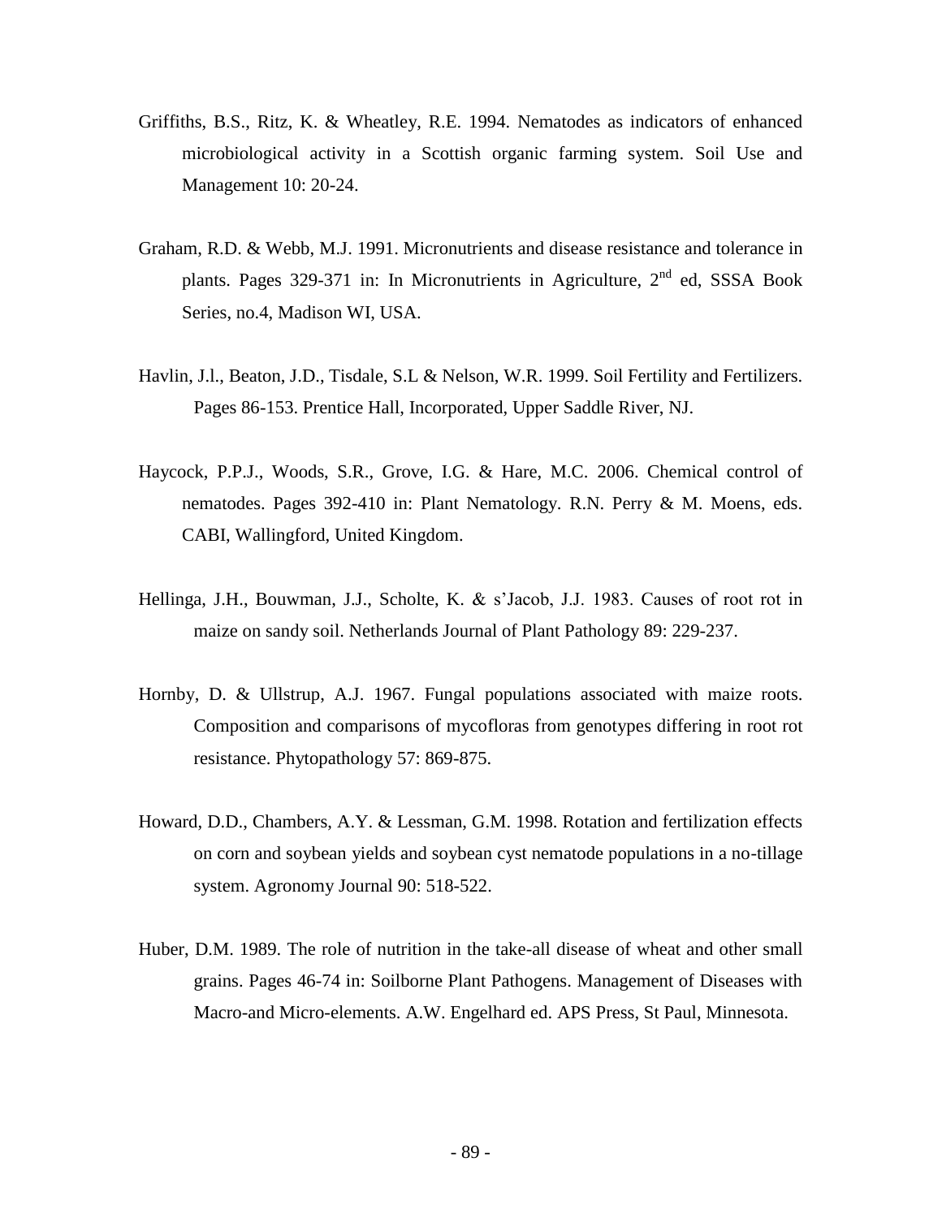Griffiths, B.S., Ritz, K. & Wheatley, R.E. 1994. Nematodes as indicators of enhanced microbiological activity in a Scottish organic farming system. Soil Use and Management 10: 20-24.

Graham, R.D. & Webb, M.J. 1991. Micronutrients and disease resistance and tolerance in plants. Pages 329-371 in: In Micronutrients in Agriculture, 2nd ed, SSSA Book Series, no.4, Madison WI, USA.

Havlin, J.l., Beaton, J.D., Tisdale, S.L & Nelson, W.R. 1999. Soil Fertility and Fertilizers. Pages 86-153. Prentice Hall, Incorporated, Upper Saddle River, NJ.

Haycock, P.P.J., Woods, S.R., Grove, I.G. & Hare, M.C. 2006. Chemical control of nematodes. Pages 392-410 in: Plant Nematology. R.N. Perry & M. Moens, eds. CABI, Wallingford, United Kingdom.

Hellinga, J.H., Bouwman, J.J., Scholte, K. & s'Jacob, J.J. 1983. Causes of root rot in maize on sandy soil. Netherlands Journal of Plant Pathology 89: 229-237.

Hornby, D. & Ullstrup, A.J. 1967. Fungal populations associated with maize roots. Composition and comparisons of mycofloras from genotypes differing in root rot resistance. Phytopathology 57: 869-875.

Howard, D.D., Chambers, A.Y. & Lessman, G.M. 1998. Rotation and fertilization effects on corn and soybean yields and soybean cyst nematode populations in a no-tillage system. Agronomy Journal 90: 518-522.

Huber, D.M. 1989. The role of nutrition in the take-all disease of wheat and other small grains. Pages 46-74 in: Soilborne Plant Pathogens. Management of Diseases with Macro-and Micro-elements. A.W. Engelhard ed. APS Press, St Paul, Minnesota.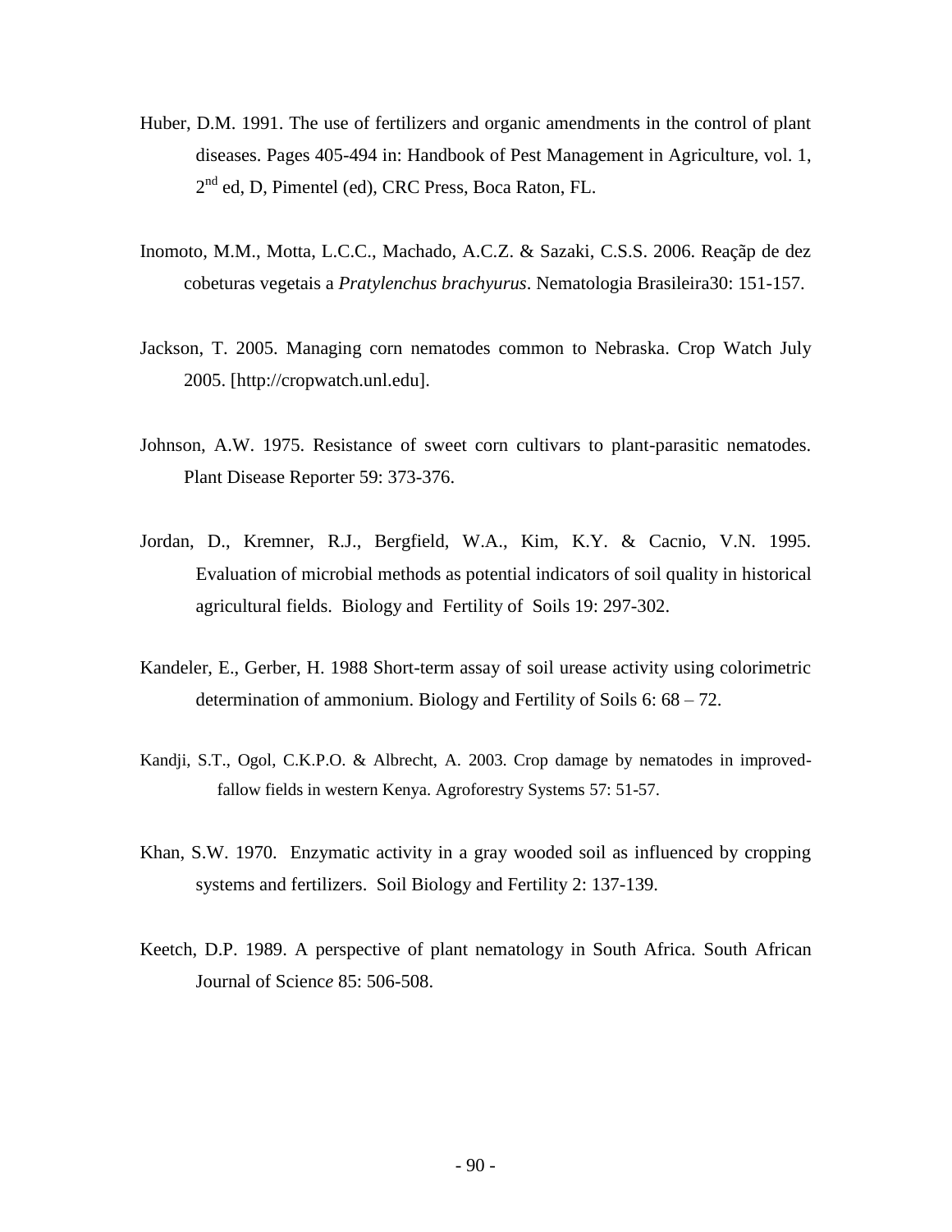Huber, D.M. 1991. The use of fertilizers and organic amendments in the control of plant diseases. Pages 405-494 in: Handbook of Pest Management in Agriculture, vol. 1, 2nd ed, D, Pimentel (ed), CRC Press, Boca Raton, FL.

Inomoto, M.M., Motta, L.C.C., Machado, A.C.Z. & Sazaki, C.S.S. 2006. Reaçãp de dez cobeturas vegetais a *Pratylenchus brachyurus*. Nematologia Brasileira30: 151-157.

Jackson, T. 2005. Managing corn nematodes common to Nebraska. Crop Watch July 2005. [http://cropwatch.unl.edu].

Johnson, A.W. 1975. Resistance of sweet corn cultivars to plant-parasitic nematodes. Plant Disease Reporter 59: 373-376.

Jordan, D., Kremner, R.J., Bergfield, W.A., Kim, K.Y. & Cacnio, V.N. 1995. Evaluation of microbial methods as potential indicators of soil quality in historical agricultural fields. Biology and Fertility of Soils 19: 297-302.

Kandeler, E., Gerber, H. 1988 Short-term assay of soil urease activity using colorimetric determination of ammonium. Biology and Fertility of Soils 6: 68 – 72.

Kandji, S.T., Ogol, C.K.P.O. & Albrecht, A. 2003. Crop damage by nematodes in improved-fallow fields in western Kenya. Agroforestry Systems 57: 51-57.

Khan, S.W. 1970. Enzymatic activity in a gray wooded soil as influenced by cropping systems and fertilizers. Soil Biology and Fertility 2: 137-139.

Keetch, D.P. 1989. A perspective of plant nematology in South Africa. South African Journal of Science 85: 506-508.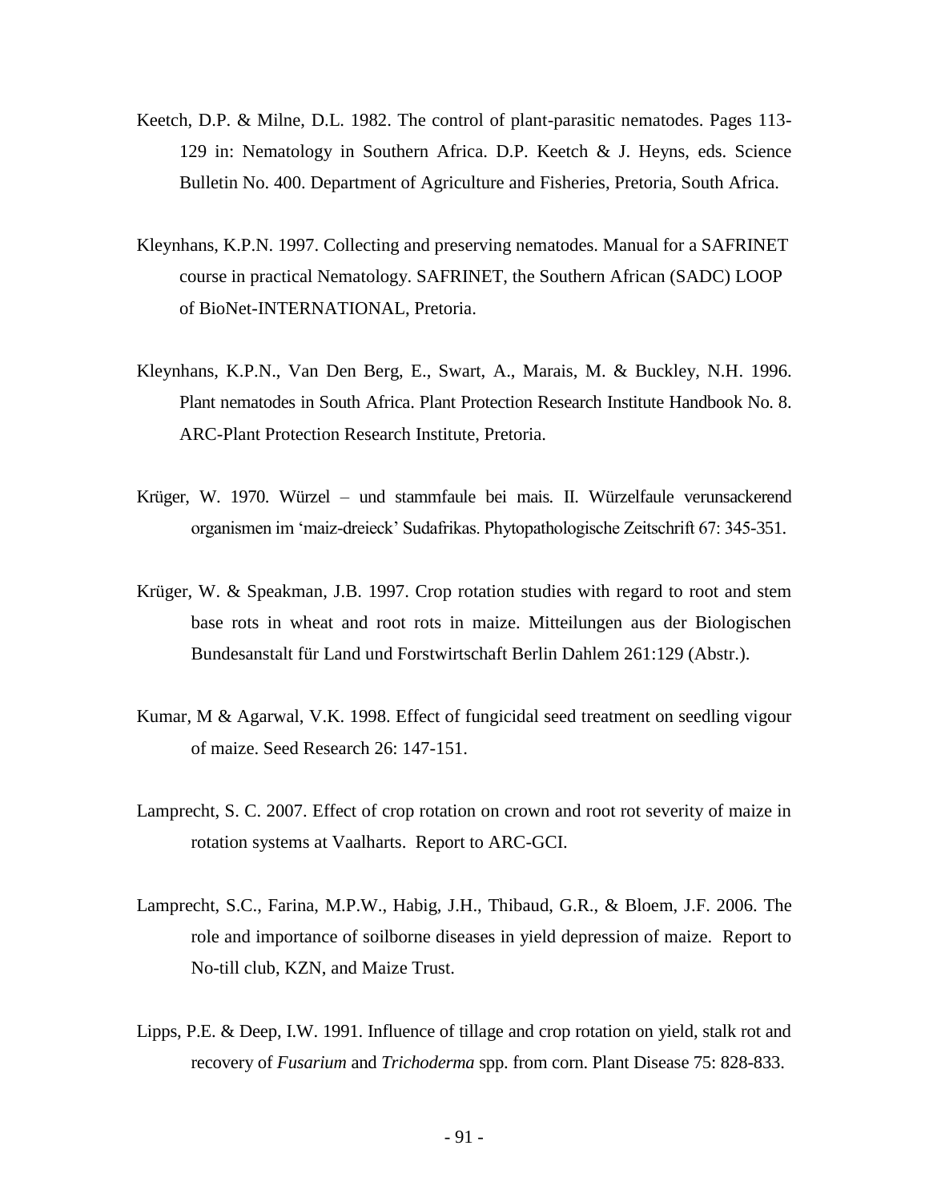Keetch, D.P. & Milne, D.L. 1982. The control of plant-parasitic nematodes. Pages 113-129 in: Nematology in Southern Africa. D.P. Keetch & J. Heyns, eds. Science Bulletin No. 400. Department of Agriculture and Fisheries, Pretoria, South Africa.

Kleynhans, K.P.N. 1997. Collecting and preserving nematodes. Manual for a SAFRINET course in practical Nematology. SAFRINET, the Southern African (SADC) LOOP of BioNet-INTERNATIONAL, Pretoria.

Kleynhans, K.P.N., Van Den Berg, E., Swart, A., Marais, M. & Buckley, N.H. 1996. Plant nematodes in South Africa. Plant Protection Research Institute Handbook No. 8. ARC-Plant Protection Research Institute, Pretoria.

Krüger, W. 1970. Würzel – und stammfaule bei mais. II. Würzelfaule verunsackerend organismen im 'maiz-dreieck' Sudafrikas. Phytopathologische Zeitschrift 67: 345-351.

Krüger, W. & Speakman, J.B. 1997. Crop rotation studies with regard to root and stem base rots in wheat and root rots in maize. Mitteilungen aus der Biologischen Bundesanstalt für Land und Forstwirtschaft Berlin Dahlem 261:129 (Abstr.).

Kumar, M & Agarwal, V.K. 1998. Effect of fungicidal seed treatment on seedling vigour of maize. Seed Research 26: 147-151.

Lamprecht, S. C. 2007. Effect of crop rotation on crown and root rot severity of maize in rotation systems at Vaalharts. Report to ARC-GCI.

Lamprecht, S.C., Farina, M.P.W., Habig, J.H., Thibaud, G.R., & Bloem, J.F. 2006. The role and importance of soilborne diseases in yield depression of maize. Report to No-till club, KZN, and Maize Trust.

Lipps, P.E. & Deep, I.W. 1991. Influence of tillage and crop rotation on yield, stalk rot and recovery of *Fusarium* and *Trichoderma* spp. from corn. Plant Disease 75: 828-833.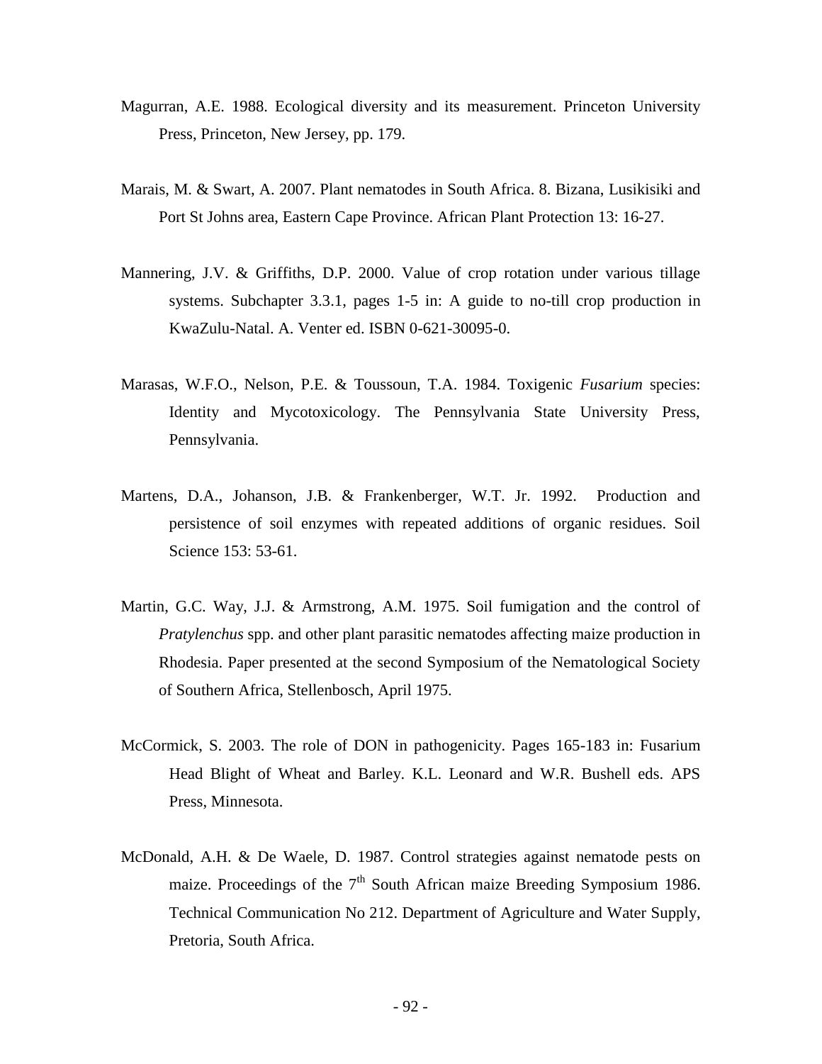Magurran, A.E. 1988. Ecological diversity and its measurement. Princeton University Press, Princeton, New Jersey, pp. 179.

Marais, M. & Swart, A. 2007. Plant nematodes in South Africa. 8. Bizana, Lusikisiki and Port St Johns area, Eastern Cape Province. African Plant Protection 13: 16-27.

Mannering, J.V. & Griffiths, D.P. 2000. Value of crop rotation under various tillage systems. Subchapter 3.3.1, pages 1-5 in: A guide to no-till crop production in KwaZulu-Natal. A. Venter ed. ISBN 0-621-30095-0.

Marasas, W.F.O., Nelson, P.E. & Toussoun, T.A. 1984. Toxigenic *Fusarium* species: Identity and Mycotoxicology. The Pennsylvania State University Press, Pennsylvania.

Martens, D.A., Johanson, J.B. & Frankenberger, W.T. Jr. 1992. Production and persistence of soil enzymes with repeated additions of organic residues. Soil Science 153: 53-61.

Martin, G.C. Way, J.J. & Armstrong, A.M. 1975. Soil fumigation and the control of *Pratylenchus* spp. and other plant parasitic nematodes affecting maize production in Rhodesia. Paper presented at the second Symposium of the Nematological Society of Southern Africa, Stellenbosch, April 1975.

McCormick, S. 2003. The role of DON in pathogenicity. Pages 165-183 in: Fusarium Head Blight of Wheat and Barley. K.L. Leonard and W.R. Bushell eds. APS Press, Minnesota.

McDonald, A.H. & De Waele, D. 1987. Control strategies against nematode pests on maize. Proceedings of the 7th South African maize Breeding Symposium 1986. Technical Communication No 212. Department of Agriculture and Water Supply, Pretoria, South Africa.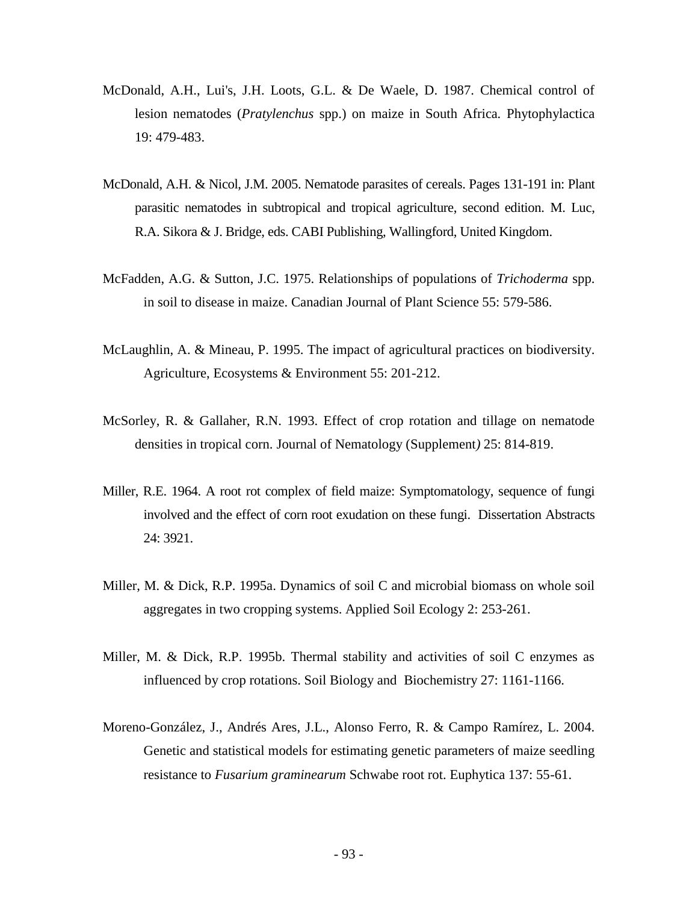McDonald, A.H., Lui's, J.H. Loots, G.L. & De Waele, D. 1987. Chemical control of lesion nematodes (*Pratylenchus* spp.) on maize in South Africa. Phytophylactica 19: 479-483.

McDonald, A.H. & Nicol, J.M. 2005. Nematode parasites of cereals. Pages 131-191 in: Plant parasitic nematodes in subtropical and tropical agriculture, second edition. M. Luc, R.A. Sikora & J. Bridge, eds. CABI Publishing, Wallingford, United Kingdom.

McFadden, A.G. & Sutton, J.C. 1975. Relationships of populations of *Trichoderma* spp. in soil to disease in maize. Canadian Journal of Plant Science 55: 579-586.

McLaughlin, A. & Mineau, P. 1995. The impact of agricultural practices on biodiversity. Agriculture, Ecosystems & Environment 55: 201-212.

McSorley, R. & Gallaher, R.N. 1993. Effect of crop rotation and tillage on nematode densities in tropical corn. Journal of Nematology (Supplement*)* 25: 814-819.

Miller, R.E. 1964. A root rot complex of field maize: Symptomatology, sequence of fungi involved and the effect of corn root exudation on these fungi. Dissertation Abstracts 24: 3921.

Miller, M. & Dick, R.P. 1995a. Dynamics of soil C and microbial biomass on whole soil aggregates in two cropping systems. Applied Soil Ecology 2: 253-261.

Miller, M. & Dick, R.P. 1995b. Thermal stability and activities of soil C enzymes as influenced by crop rotations. Soil Biology and Biochemistry 27: 1161-1166.

Moreno-González, J., Andrés Ares, J.L., Alonso Ferro, R. & Campo Ramírez, L. 2004. Genetic and statistical models for estimating genetic parameters of maize seedling resistance to *Fusarium graminearum* Schwabe root rot. Euphytica 137: 55-61.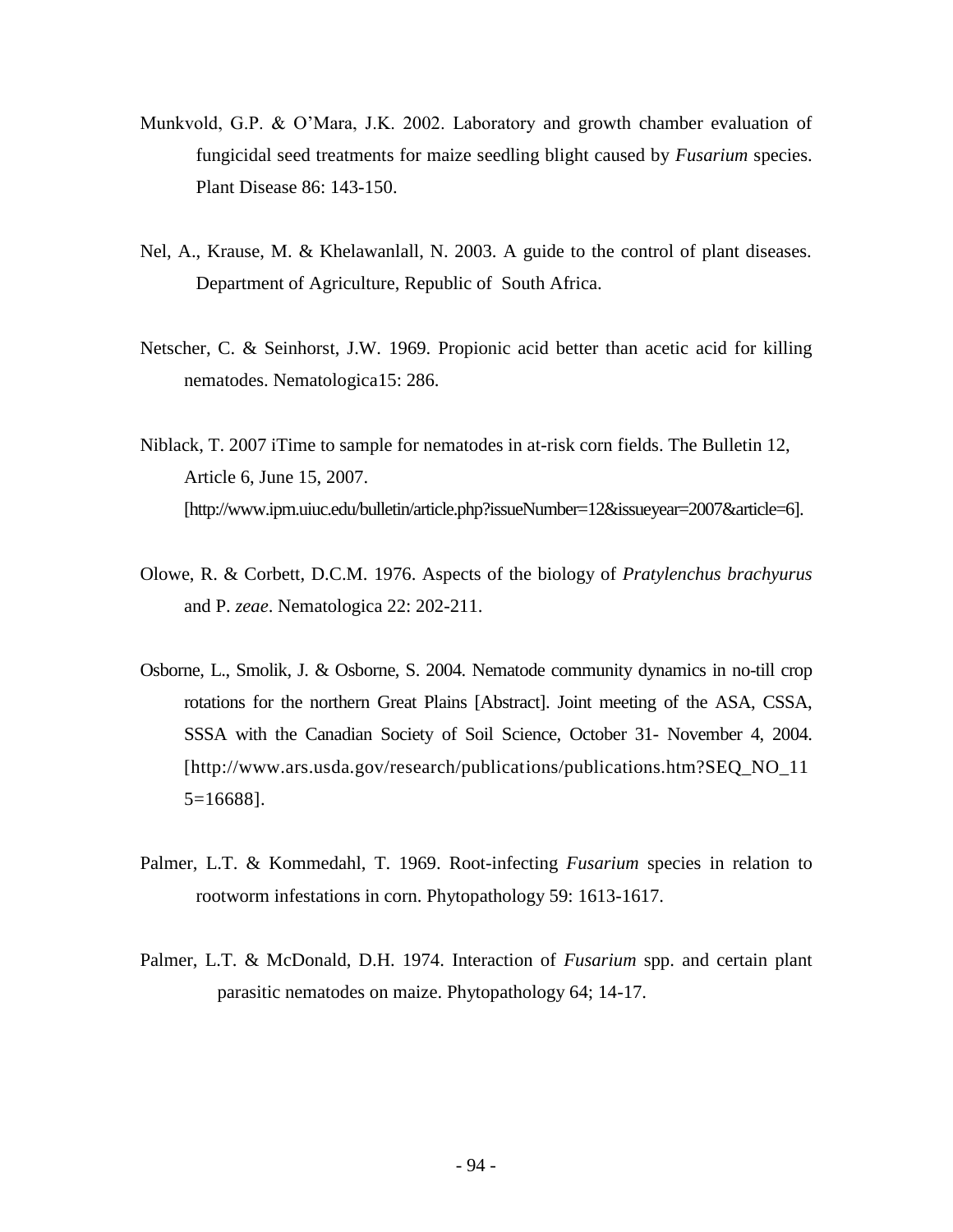Munkvold, G.P. & O'Mara, J.K. 2002. Laboratory and growth chamber evaluation of fungicidal seed treatments for maize seedling blight caused by *Fusarium* species. Plant Disease 86: 143-150.

Nel, A., Krause, M. & Khelawanlall, N. 2003. A guide to the control of plant diseases. Department of Agriculture, Republic of South Africa.

Netscher, C. & Seinhorst, J.W. 1969. Propionic acid better than acetic acid for killing nematodes. Nematologica15: 286.

Niblack, T. 2007 iTime to sample for nematodes in at-risk corn fields. The Bulletin 12, Article 6, June 15, 2007. [http://www.ipm.uiuc.edu/bulletin/article.php?issueNumber=12&issueyear=2007&article=6].

Olowe, R. & Corbett, D.C.M. 1976. Aspects of the biology of *Pratylenchus brachyurus* and P. *zeae*. Nematologica 22: 202-211.

Osborne, L., Smolik, J. & Osborne, S. 2004. Nematode community dynamics in no-till crop rotations for the northern Great Plains [Abstract]. Joint meeting of the ASA, CSSA, SSSA with the Canadian Society of Soil Science, October 31- November 4, 2004. [http://www.ars.usda.gov/research/publications/publications.htm?SEQ_NO_115=16688].

Palmer, L.T. & Kommedahl, T. 1969. Root-infecting *Fusarium* species in relation to rootworm infestations in corn. Phytopathology 59: 1613-1617.

Palmer, L.T. & McDonald, D.H. 1974. Interaction of *Fusarium* spp. and certain plant parasitic nematodes on maize. Phytopathology 64; 14-17.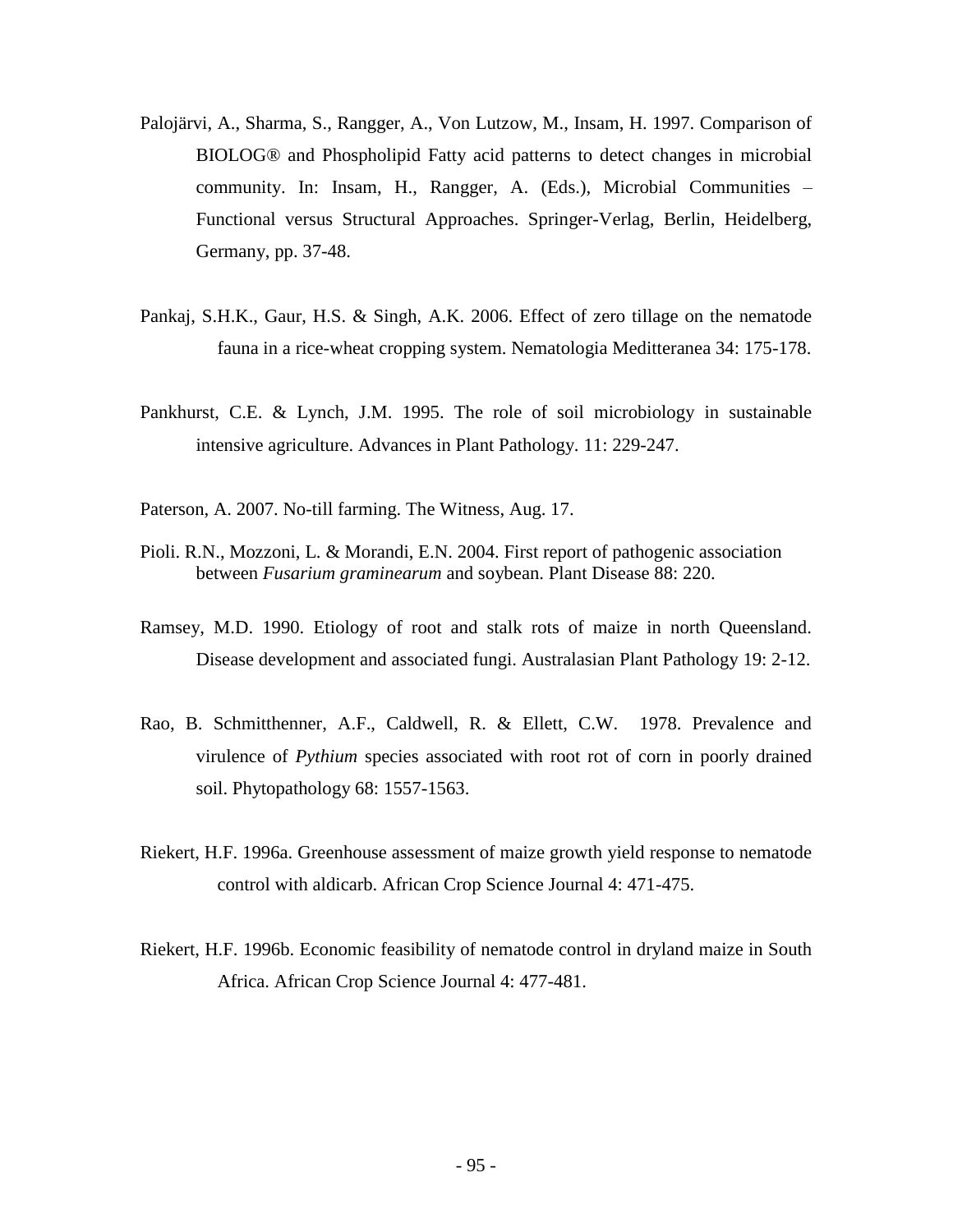Palojärvi, A., Sharma, S., Rangger, A., Von Lutzow, M., Insam, H. 1997. Comparison of BIOLOG® and Phospholipid Fatty acid patterns to detect changes in microbial community. In: Insam, H., Rangger, A. (Eds.), Microbial Communities – Functional versus Structural Approaches. Springer-Verlag, Berlin, Heidelberg, Germany, pp. 37-48.

Pankaj, S.H.K., Gaur, H.S. & Singh, A.K. 2006. Effect of zero tillage on the nematode fauna in a rice-wheat cropping system. Nematologia Meditteranea 34: 175-178.

Pankhurst, C.E. & Lynch, J.M. 1995. The role of soil microbiology in sustainable intensive agriculture. Advances in Plant Pathology. 11: 229-247.

Paterson, A. 2007. No-till farming. The Witness, Aug. 17.

Pioli. R.N., Mozzoni, L. & Morandi, E.N. 2004. First report of pathogenic association between *Fusarium graminearum* and soybean. Plant Disease 88: 220.

Ramsey, M.D. 1990. Etiology of root and stalk rots of maize in north Queensland. Disease development and associated fungi. Australasian Plant Pathology 19: 2-12.

Rao, B. Schmitthenner, A.F., Caldwell, R. & Ellett, C.W. 1978. Prevalence and virulence of *Pythium* species associated with root rot of corn in poorly drained soil. Phytopathology 68: 1557-1563.

Riekert, H.F. 1996a. Greenhouse assessment of maize growth yield response to nematode control with aldicarb. African Crop Science Journal 4: 471-475.

Riekert, H.F. 1996b. Economic feasibility of nematode control in dryland maize in South Africa. African Crop Science Journal 4: 477-481.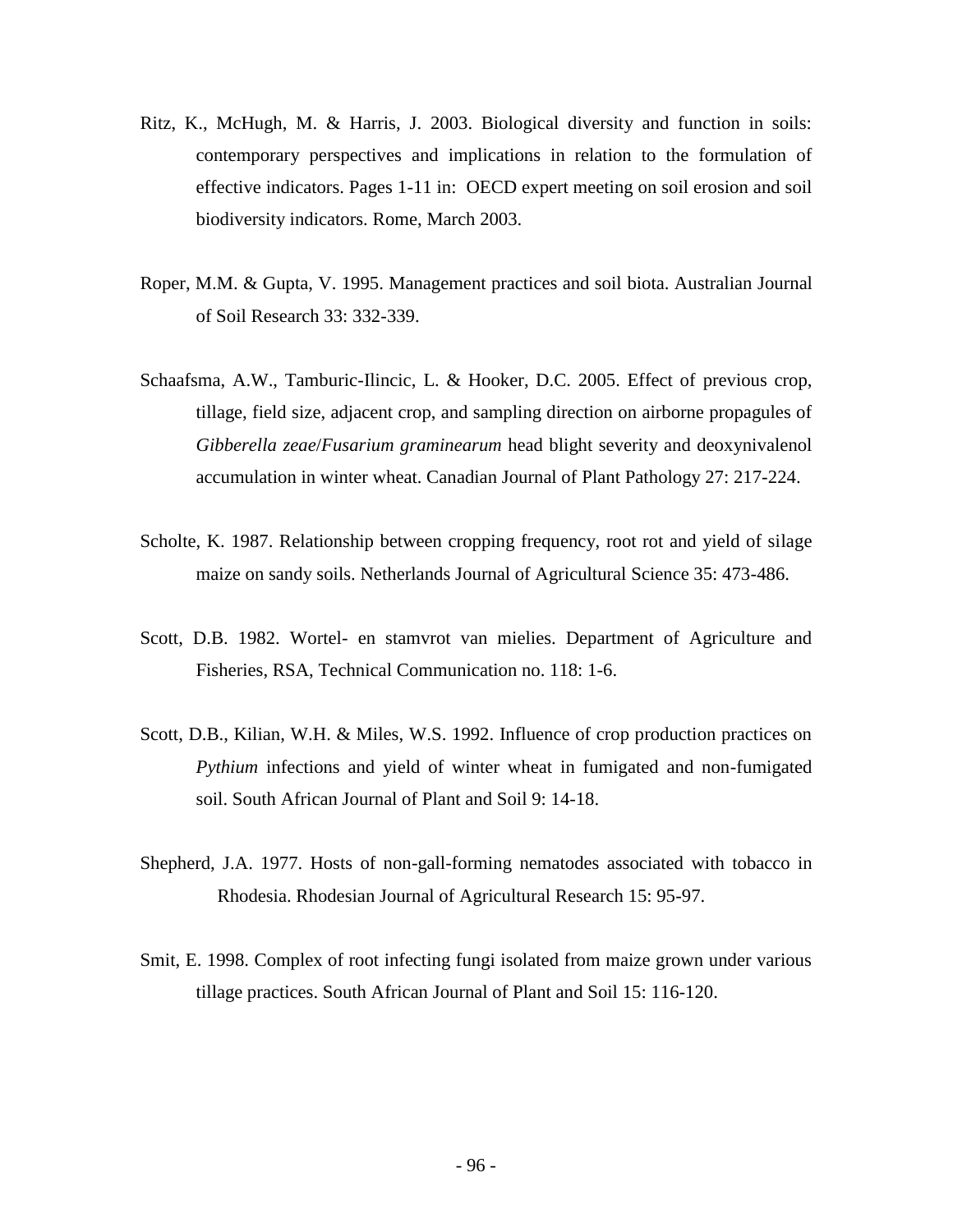Ritz, K., McHugh, M. & Harris, J. 2003. Biological diversity and function in soils: contemporary perspectives and implications in relation to the formulation of effective indicators. Pages 1-11 in: OECD expert meeting on soil erosion and soil biodiversity indicators. Rome, March 2003.

Roper, M.M. & Gupta, V. 1995. Management practices and soil biota. Australian Journal of Soil Research 33: 332-339.

Schaafsma, A.W., Tamburic-Ilincic, L. & Hooker, D.C. 2005. Effect of previous crop, tillage, field size, adjacent crop, and sampling direction on airborne propagules of *Gibberella zeae*/*Fusarium graminearum* head blight severity and deoxynivalenol accumulation in winter wheat. Canadian Journal of Plant Pathology 27: 217-224.

Scholte, K. 1987. Relationship between cropping frequency, root rot and yield of silage maize on sandy soils. Netherlands Journal of Agricultural Science 35: 473-486.

Scott, D.B. 1982. Wortel- en stamvrot van mielies. Department of Agriculture and Fisheries, RSA, Technical Communication no. 118: 1-6.

Scott, D.B., Kilian, W.H. & Miles, W.S. 1992. Influence of crop production practices on *Pythium* infections and yield of winter wheat in fumigated and non-fumigated soil. South African Journal of Plant and Soil 9: 14-18.

Shepherd, J.A. 1977. Hosts of non-gall-forming nematodes associated with tobacco in Rhodesia. Rhodesian Journal of Agricultural Research 15: 95-97.

Smit, E. 1998. Complex of root infecting fungi isolated from maize grown under various tillage practices. South African Journal of Plant and Soil 15: 116-120.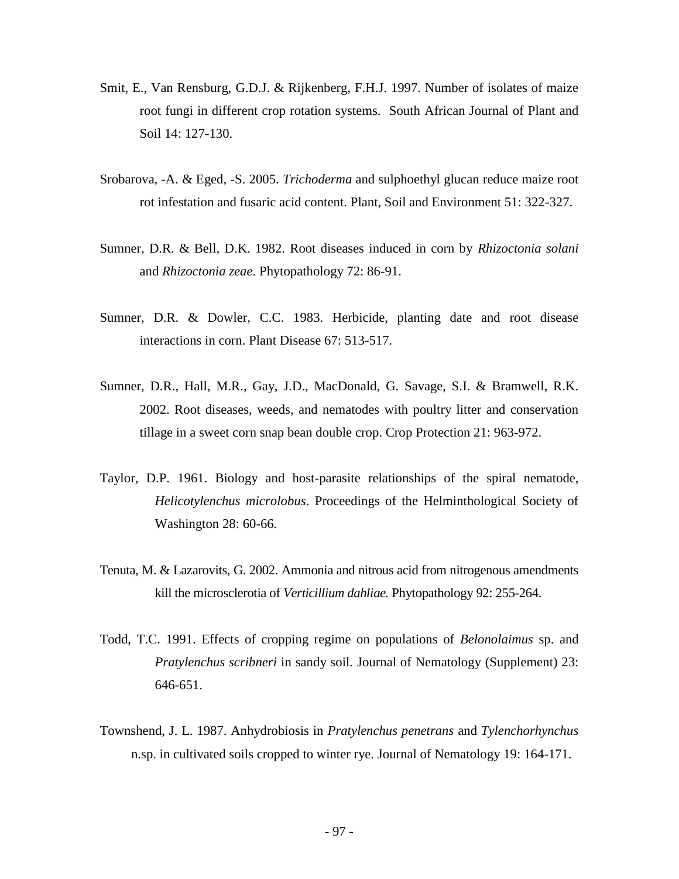Smit, E., Van Rensburg, G.D.J. & Rijkenberg, F.H.J. 1997. Number of isolates of maize root fungi in different crop rotation systems. South African Journal of Plant and Soil 14: 127-130.

Srobarova, -A. & Eged, -S. 2005. *Trichoderma* and sulphoethyl glucan reduce maize root rot infestation and fusaric acid content. Plant, Soil and Environment 51: 322-327.

Sumner, D.R. & Bell, D.K. 1982. Root diseases induced in corn by *Rhizoctonia solani* and *Rhizoctonia zeae*. Phytopathology 72: 86-91.

Sumner, D.R. & Dowler, C.C. 1983. Herbicide, planting date and root disease interactions in corn. Plant Disease 67: 513-517.

Sumner, D.R., Hall, M.R., Gay, J.D., MacDonald, G. Savage, S.I. & Bramwell, R.K. 2002. Root diseases, weeds, and nematodes with poultry litter and conservation tillage in a sweet corn snap bean double crop. Crop Protection 21: 963-972.

Taylor, D.P. 1961. Biology and host-parasite relationships of the spiral nematode, *Helicotylenchus microlobus*. Proceedings of the Helminthological Society of Washington 28: 60-66.

Tenuta, M. & Lazarovits, G. 2002. Ammonia and nitrous acid from nitrogenous amendments kill the microsclerotia of *Verticillium dahliae.* Phytopathology 92: 255-264.

Todd, T.C. 1991. Effects of cropping regime on populations of *Belonolaimus* sp. and *Pratylenchus scribneri* in sandy soil. Journal of Nematology (Supplement) 23: 646-651.

Townshend, J. L. 1987. Anhydrobiosis in *Pratylenchus penetrans* and *Tylenchorhynchus* n.sp. in cultivated soils cropped to winter rye. Journal of Nematology 19: 164-171.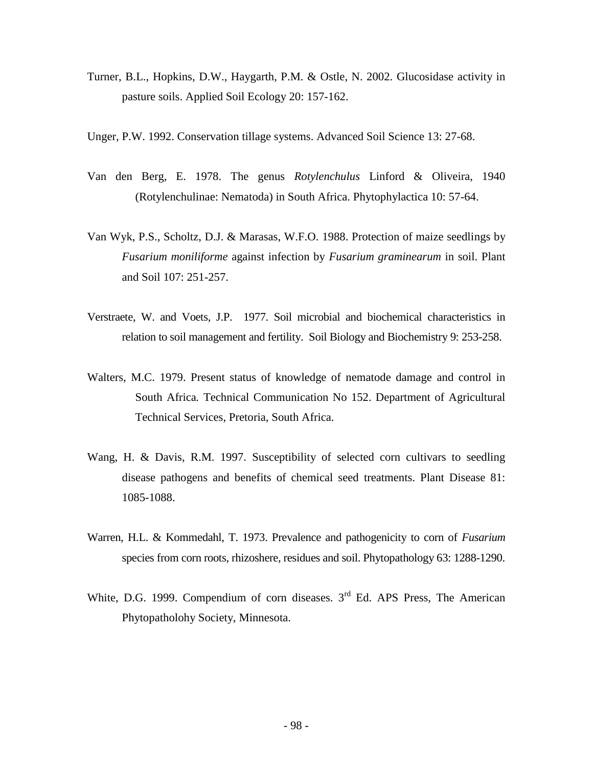Turner, B.L., Hopkins, D.W., Haygarth, P.M. & Ostle, N. 2002. Glucosidase activity in pasture soils. Applied Soil Ecology 20: 157-162.

Unger, P.W. 1992. Conservation tillage systems. Advanced Soil Science 13: 27-68.

Van den Berg, E. 1978. The genus *Rotylenchulus* Linford & Oliveira, 1940 (Rotylenchulinae: Nematoda) in South Africa. Phytophylactica 10: 57-64.

Van Wyk, P.S., Scholtz, D.J. & Marasas, W.F.O. 1988. Protection of maize seedlings by *Fusarium moniliforme* against infection by *Fusarium graminearum* in soil. Plant and Soil 107: 251-257.

Verstraete, W. and Voets, J.P. 1977. Soil microbial and biochemical characteristics in relation to soil management and fertility. Soil Biology and Biochemistry 9: 253-258.

Walters, M.C. 1979. Present status of knowledge of nematode damage and control in South Africa. Technical Communication No 152. Department of Agricultural Technical Services, Pretoria, South Africa.

Wang, H. & Davis, R.M. 1997. Susceptibility of selected corn cultivars to seedling disease pathogens and benefits of chemical seed treatments. Plant Disease 81: 1085-1088.

Warren, H.L. & Kommedahl, T. 1973. Prevalence and pathogenicity to corn of *Fusarium* species from corn roots, rhizoshere, residues and soil. Phytopathology 63: 1288-1290.

White, D.G. 1999. Compendium of corn diseases. 3rd Ed. APS Press, The American Phytopatholohy Society, Minnesota.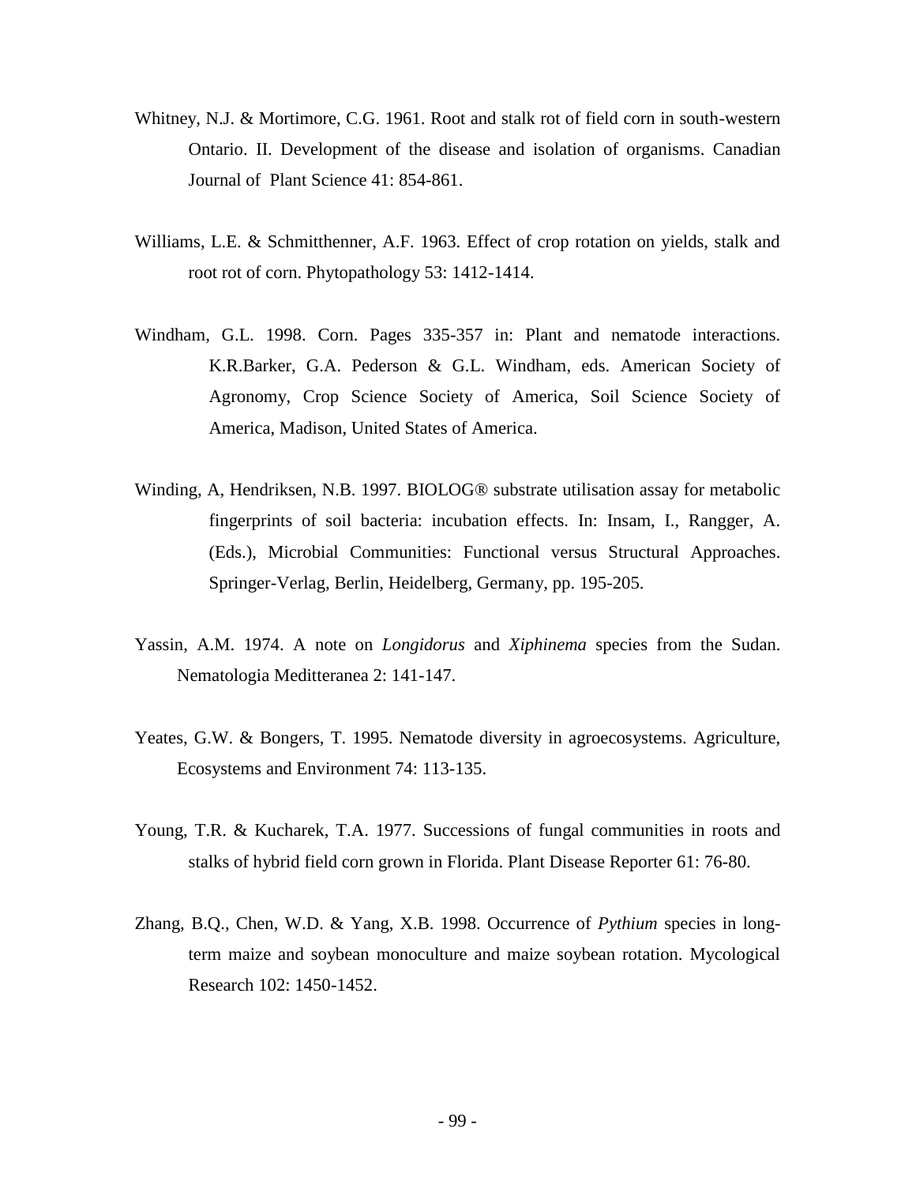Whitney, N.J. & Mortimore, C.G. 1961. Root and stalk rot of field corn in south-western Ontario. II. Development of the disease and isolation of organisms. Canadian Journal of Plant Science 41: 854-861.

Williams, L.E. & Schmitthenner, A.F. 1963. Effect of crop rotation on yields, stalk and root rot of corn. Phytopathology 53: 1412-1414.

Windham, G.L. 1998. Corn. Pages 335-357 in: Plant and nematode interactions. K.R.Barker, G.A. Pederson & G.L. Windham, eds. American Society of Agronomy, Crop Science Society of America, Soil Science Society of America, Madison, United States of America.

Winding, A, Hendriksen, N.B. 1997. BIOLOG® substrate utilisation assay for metabolic fingerprints of soil bacteria: incubation effects. In: Insam, I., Rangger, A. (Eds.), Microbial Communities: Functional versus Structural Approaches. Springer-Verlag, Berlin, Heidelberg, Germany, pp. 195-205.

Yassin, A.M. 1974. A note on *Longidorus* and *Xiphinema* species from the Sudan. Nematologia Meditteranea 2: 141-147.

Yeates, G.W. & Bongers, T. 1995. Nematode diversity in agroecosystems. Agriculture, Ecosystems and Environment 74: 113-135.

Young, T.R. & Kucharek, T.A. 1977. Successions of fungal communities in roots and stalks of hybrid field corn grown in Florida. Plant Disease Reporter 61: 76-80.

Zhang, B.Q., Chen, W.D. & Yang, X.B. 1998. Occurrence of *Pythium* species in long-term maize and soybean monoculture and maize soybean rotation. Mycological Research 102: 1450-1452.